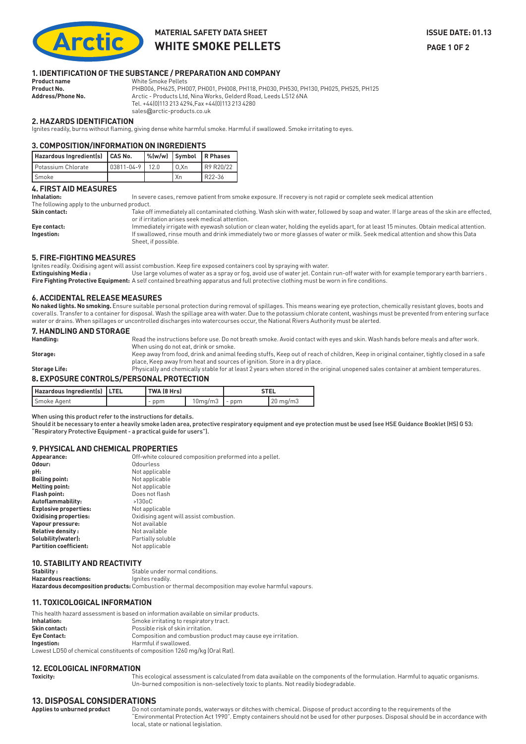# MATERIAL SAFETY DATA SHEET

# WHITE SMOKE PELLETS

ISSUE DATE: 01.13

## 1. IDENTIFICATION OF THE SUBSTANCE / PREPARATION AND COMPANY

**Product name** White Smoke Pellets

**Product No.** PHB006, PH625, PH007, PH001, PH008, PH118, PH030, PH530, PH130, PH025, PH525, PH125

**Address/Phone No.** Arctic - Products Ltd, Nina Works, Gelderd Road, Leeds LS12 6NA
Tel. +44(0)113 213 4294,Fax +44(0)113 213 4280
sales@arctic-products.co.uk

## 2. HAZARDS IDENTIFICATION

Ignites readily, burns without flaming, giving dense white harmful smoke. Harmful if swallowed. Smoke irritating to eyes.

## 3. COMPOSITION/INFORMATION ON INGREDIENTS

| Hazardous Ingredient(s) | CAS No. | %(w/w) | Symbol | R Phases |
|---|---|---|---|---|
| Potassium Chlorate | 03811-04-9 | 12.0 | O,Xn | R9 R20/22 |
| Smoke | | | Xn | R22-36 |

## 4. FIRST AID MEASURES

**Inhalation:** In severe cases, remove patient from smoke exposure. If recovery is not rapid or complete seek medical attention

The following apply to the unburned product.

**Skin contact:** Take off immediately all contaminated clothing. Wash skin with water, followed by soap and water. If large areas of the skin are effected, or if irritation arises seek medical attention.

**Eye contact:** Immediately irrigate with eyewash solution or clean water, holding the eyelids apart, for at least 15 minutes. Obtain medical attention.

**Ingestion:** If swallowed, rinse mouth and drink immediately two or more glasses of water or milk. Seek medical attention and show this Data Sheet, if possible.

## 5. FIRE-FIGHTING MEASURES

Ignites readily. Oxidising agent will assist combustion. Keep fire exposed containers cool by spraying with water.

**Extinguishing Media :** Use large volumes of water as a spray or fog, avoid use of water jet. Contain run-off water with for example temporary earth barriers .

**Fire Fighting Protective Equipment:** A self contained breathing apparatus and full protective clothing must be worn in fire conditions.

## 6. ACCIDENTAL RELEASE MEASURES

**No naked lights. No smoking.** Ensure suitable personal protection during removal of spillages. This means wearing eye protection, chemically resistant gloves, boots and coveralls. Transfer to a container for disposal. Wash the spillage area with water. Due to the potassium chlorate content, washings must be prevented from entering surface water or drains. When spillages or uncontrolled discharges into watercourses occur, the National Rivers Authority must be alerted.

## 7. HANDLING AND STORAGE

**Handling:** Read the instructions before use. Do not breath smoke. Avoid contact with eyes and skin. Wash hands before meals and after work. When using do not eat, drink or smoke.

**Storage:** Keep away from food, drink and animal feeding stuffs, Keep out of reach of children, Keep in original container, tightly closed in a safe place, Keep away from heat and sources of ignition. Store in a dry place.

**Storage Life:** Physically and chemically stable for at least 2 years when stored in the original unopened sales container at ambient temperatures.

## 8. EXPOSURE CONTROLS/PERSONAL PROTECTION

| Hazardous Ingredient(s) | LTEL | TWA (8 Hrs) | | STEL | |
|---|---|---|---|---|---|
| Smoke Agent | | - ppm | 10mg/m3 | - ppm | 20 mg/m3 |

When using this product refer to the instructions for details.

Should it be necessary to enter a heavily smoke laden area, protective respiratory equipment and eye protection must be used (see HSE Guidance Booklet (HS) G 53: "Respiratory Protective Equipment - a practical guide for users").

## 9. PHYSICAL AND CHEMICAL PROPERTIES

**Appearance:** Off-white coloured composition preformed into a pellet.
**Odour:** Odourless
**pH:** Not applicable
**Boiling point:** Not applicable
**Melting point:** Not applicable
**Flash point:** Does not flash
**Autoflammability:** >130oC
**Explosive properties:** Not applicable
**Oxidising properties:** Oxidising agent will assist combustion.
**Vapour pressure:** Not available
**Relative density :** Not available
**Solubility(water):** Partially soluble
**Partition coefficient:** Not applicable

## 10. STABILITY AND REACTIVITY

**Stability :** Stable under normal conditions.
**Hazardous reactions:** Ignites readily.
**Hazardous decomposition products:** Combustion or thermal decomposition may evolve harmful vapours.

## 11. TOXICOLOGICAL INFORMATION

This health hazard assessment is based on information available on similar products.

**Inhalation:** Smoke irritating to respiratory tract.
**Skin contact:** Possible risk of skin irritation.
**Eye Contact:** Composition and combustion product may cause eye irritation.
**Ingestion:** Harmful if swallowed.

Lowest LD50 of chemical constituents of composition 1260 mg/kg (Oral Rat).

## 12. ECOLOGICAL INFORMATION

**Toxicity:** This ecological assessment is calculated from data available on the components of the formulation. Harmful to aquatic organisms. Un-burned composition is non-selectively toxic to plants. Not readily biodegradable.

## 13. DISPOSAL CONSIDERATIONS

**Applies to unburned product** Do not contaminate ponds, waterways or ditches with chemical. Dispose of product according to the requirements of the "Environmental Protection Act 1990". Empty containers should not be used for other purposes. Disposal should be in accordance with local, state or national legislation.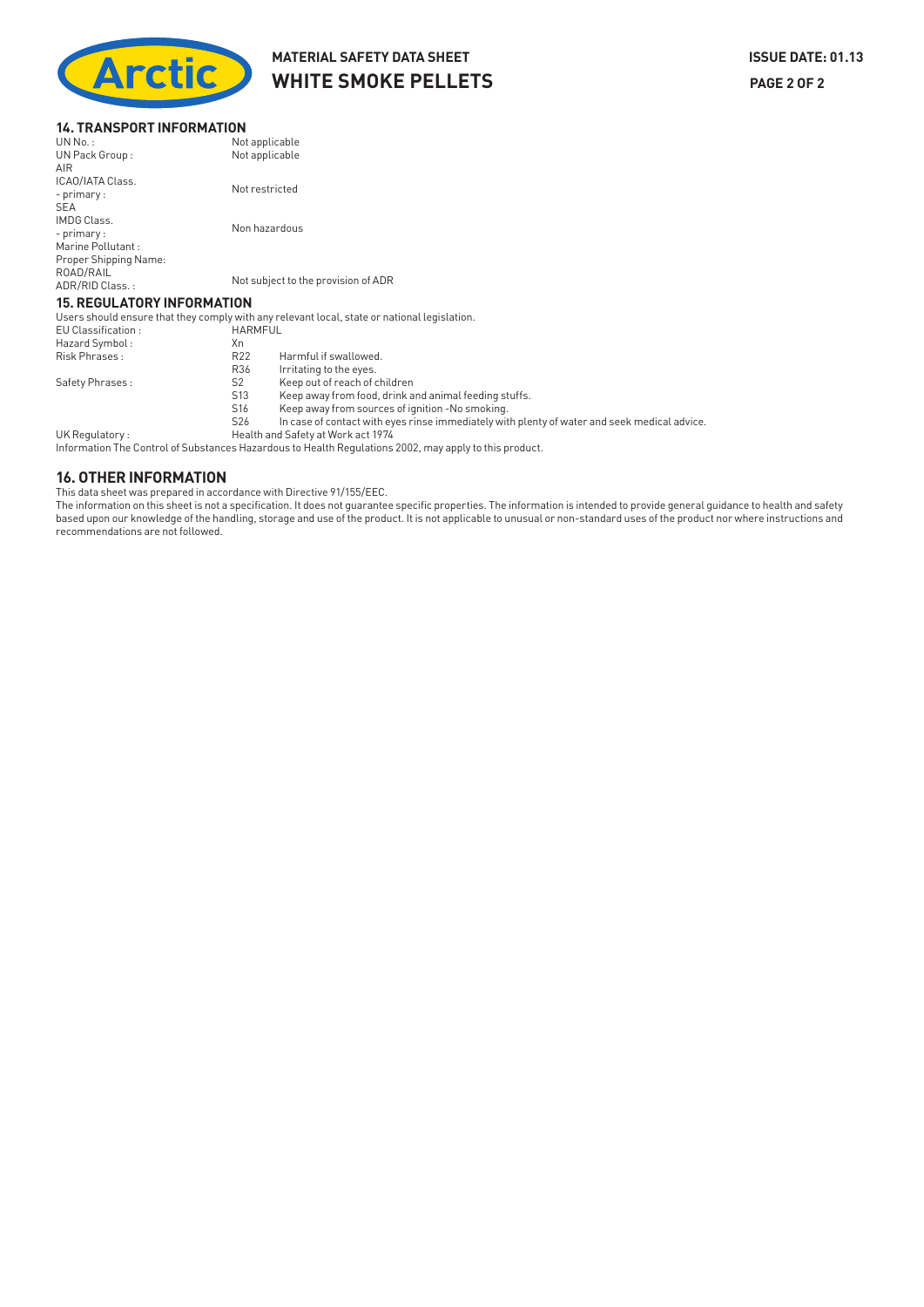## 14. TRANSPORT INFORMATION

| | |
|---|---|
| UN No. : | Not applicable |
| UN Pack Group : | Not applicable |
| AIR | |
| ICAO/IATA Class. - primary : | Not restricted |
| SEA | |
| IMDG Class. - primary : | Non hazardous |
| Marine Pollutant : | |
| Proper Shipping Name: | |
| ROAD/RAIL ADR/RID Class. : | Not subject to the provision of ADR |

## 15. REGULATORY INFORMATION

Users should ensure that they comply with any relevant local, state or national legislation.

| | | |
|---|---|---|
| EU Classification : | HARMFUL | |
| Hazard Symbol : | Xn | |
| Risk Phrases : | R22 | Harmful if swallowed. |
| | R36 | Irritating to the eyes. |
| Safety Phrases : | S2 | Keep out of reach of children |
| | S13 | Keep away from food, drink and animal feeding stuffs. |
| | S16 | Keep away from sources of ignition -No smoking. |
| | S26 | In case of contact with eyes rinse immediately with plenty of water and seek medical advice. |
| UK Regulatory : | Health and Safety at Work act 1974 | |

Information The Control of Substances Hazardous to Health Regulations 2002, may apply to this product.

## 16. OTHER INFORMATION

This data sheet was prepared in accordance with Directive 91/155/EEC.

The information on this sheet is not a specification. It does not guarantee specific properties. The information is intended to provide general guidance to health and safety based upon our knowledge of the handling, storage and use of the product. It is not applicable to unusual or non-standard uses of the product nor where instructions and recommendations are not followed.